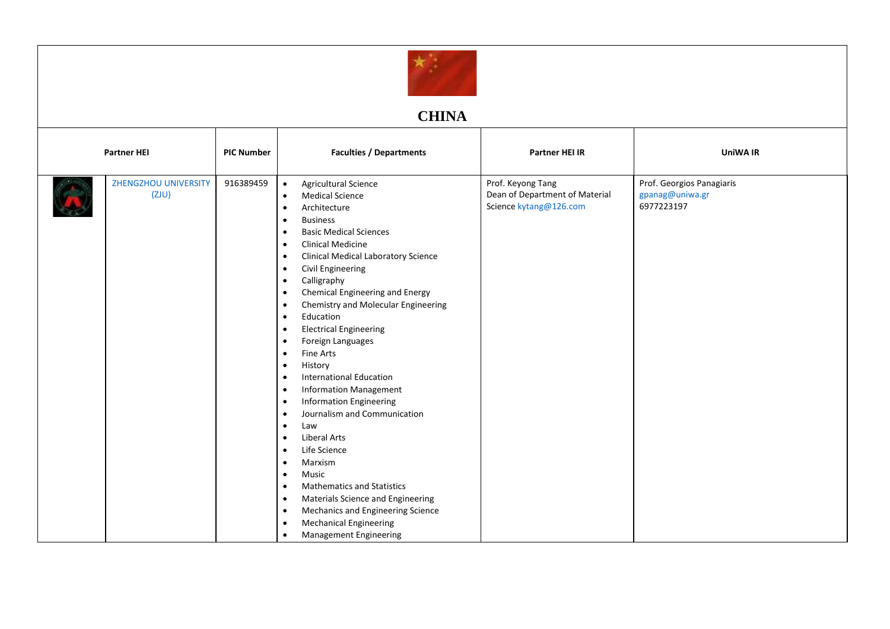# CHINA

| Partner HEI | PIC Number | Faculties / Departments | Partner HEI IR | UniWA IR |
|---|---|---|---|---|
| ZHENGZHOU UNIVERSITY (ZJU) | 916389459 | • Agricultural Science<br>• Medical Science<br>• Architecture<br>• Business<br>• Basic Medical Sciences<br>• Clinical Medicine<br>• Clinical Medical Laboratory Science<br>• Civil Engineering<br>• Calligraphy<br>• Chemical Engineering and Energy<br>• Chemistry and Molecular Engineering<br>• Education<br>• Electrical Engineering<br>• Foreign Languages<br>• Fine Arts<br>• History<br>• International Education<br>• Information Management<br>• Information Engineering<br>• Journalism and Communication<br>• Law<br>• Liberal Arts<br>• Life Science<br>• Marxism<br>• Music<br>• Mathematics and Statistics<br>• Materials Science and Engineering<br>• Mechanics and Engineering Science<br>• Mechanical Engineering<br>• Management Engineering | Prof. Keyong Tang<br>Dean of Department of Material Science kytang@126.com | Prof. Georgios Panagiaris<br>gpanag@uniwa.gr<br>6977223197 |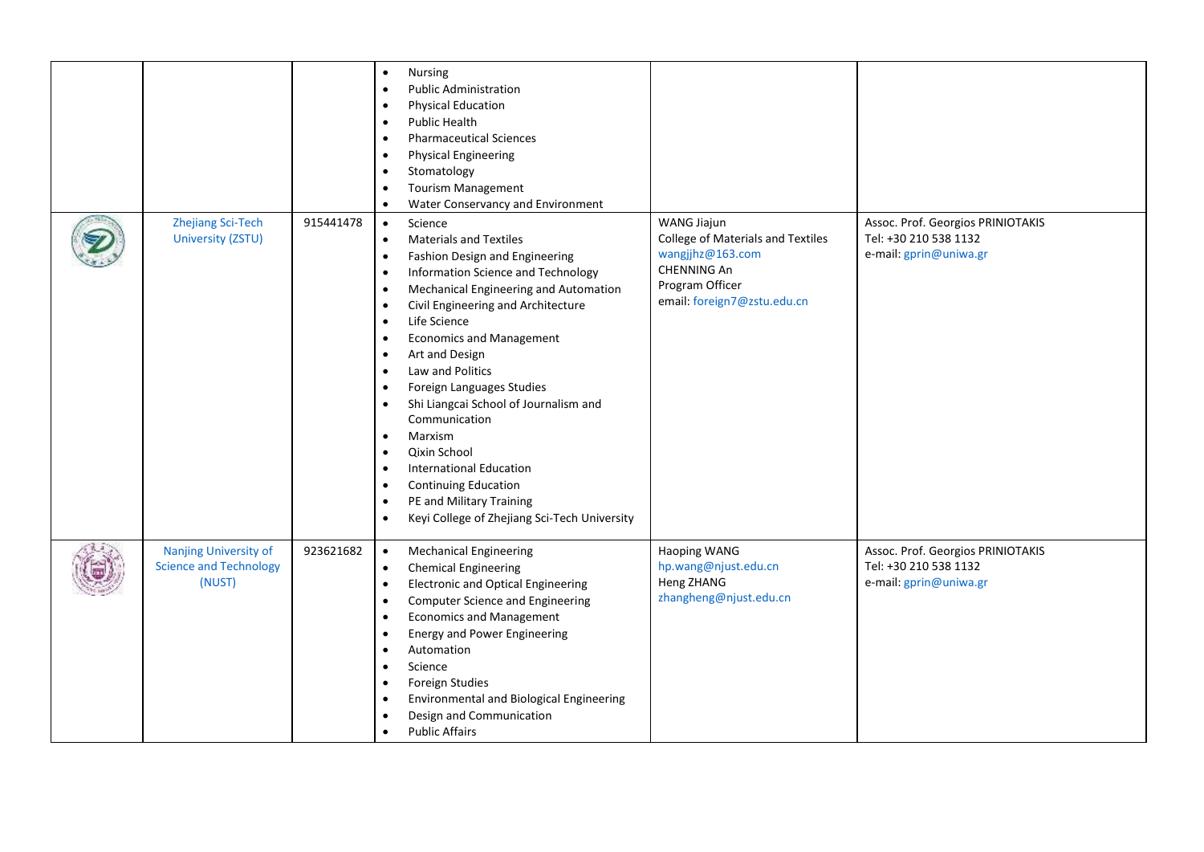| | | | | | |
|---|---|---|---|---|---|
| | | | • Nursing<br>• Public Administration<br>• Physical Education<br>• Public Health<br>• Pharmaceutical Sciences<br>• Physical Engineering<br>• Stomatology<br>• Tourism Management<br>• Water Conservancy and Environment | | |
| | Zhejiang Sci-Tech University (ZSTU) | 915441478 | • Science<br>• Materials and Textiles<br>• Fashion Design and Engineering<br>• Information Science and Technology<br>• Mechanical Engineering and Automation<br>• Civil Engineering and Architecture<br>• Life Science<br>• Economics and Management<br>• Art and Design<br>• Law and Politics<br>• Foreign Languages Studies<br>• Shi Liangcai School of Journalism and Communication<br>• Marxism<br>• Qixin School<br>• International Education<br>• Continuing Education<br>• PE and Military Training<br>• Keyi College of Zhejiang Sci-Tech University | WANG Jiajun<br>College of Materials and Textiles<br>wangjjhz@163.com<br>CHENNING An<br>Program Officer<br>email: foreign7@zstu.edu.cn | Assoc. Prof. Georgios PRINIOTAKIS<br>Tel: +30 210 538 1132<br>e-mail: gprin@uniwa.gr |
| | Nanjing University of Science and Technology (NUST) | 923621682 | • Mechanical Engineering<br>• Chemical Engineering<br>• Electronic and Optical Engineering<br>• Computer Science and Engineering<br>• Economics and Management<br>• Energy and Power Engineering<br>• Automation<br>• Science<br>• Foreign Studies<br>• Environmental and Biological Engineering<br>• Design and Communication<br>• Public Affairs | Haoping WANG<br>hp.wang@njust.edu.cn<br>Heng ZHANG<br>zhangheng@njust.edu.cn | Assoc. Prof. Georgios PRINIOTAKIS<br>Tel: +30 210 538 1132<br>e-mail: gprin@uniwa.gr |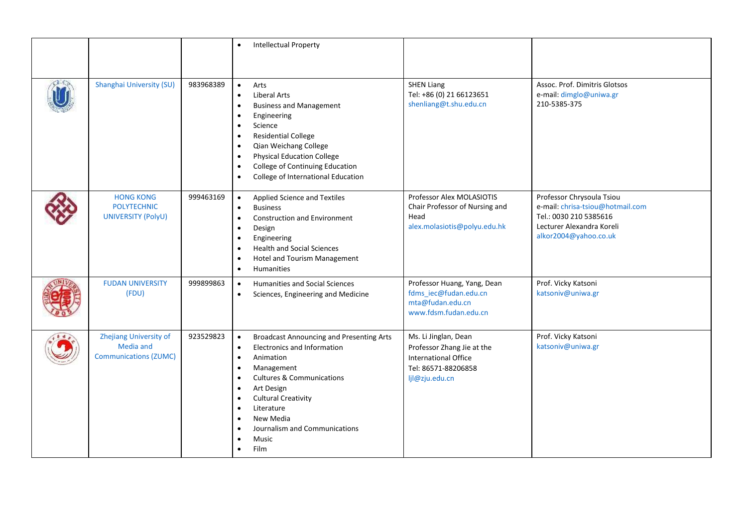|  |  |  | • Intellectual Property |  |  |
|---|---|---|---|---|---|
|  | Shanghai University (SU) | 983968389 | • Arts<br>• Liberal Arts<br>• Business and Management<br>• Engineering<br>• Science<br>• Residential College<br>• Qian Weichang College<br>• Physical Education College<br>• College of Continuing Education<br>• College of International Education | SHEN Liang<br>Tel: +86 (0) 21 66123651<br>shenliang@t.shu.edu.cn | Assoc. Prof. Dimitris Glotsos<br>e-mail: dimglo@uniwa.gr<br>210-5385-375 |
|  | HONG KONG POLYTECHNIC UNIVERSITY (PolyU) | 999463169 | • Applied Science and Textiles<br>• Business<br>• Construction and Environment<br>• Design<br>• Engineering<br>• Health and Social Sciences<br>• Hotel and Tourism Management<br>• Humanities | Professor Alex MOLASIOTIS<br>Chair Professor of Nursing and Head<br>alex.molasiotis@polyu.edu.hk | Professor Chrysoula Tsiou<br>e-mail: chrisa-tsiou@hotmail.com<br>Tel.: 0030 210 5385616<br>Lecturer Alexandra Koreli<br>alkor2004@yahoo.co.uk |
|  | FUDAN UNIVERSITY (FDU) | 999899863 | • Humanities and Social Sciences<br>• Sciences, Engineering and Medicine | Professor Huang, Yang, Dean<br>fdms_iec@fudan.edu.cn<br>mta@fudan.edu.cn<br>www.fdsm.fudan.edu.cn | Prof. Vicky Katsoni<br>katsoniv@uniwa.gr |
|  | Zhejiang University of Media and Communications (ZUMC) | 923529823 | • Broadcast Announcing and Presenting Arts<br>• Electronics and Information<br>• Animation<br>• Management<br>• Cultures & Communications<br>• Art Design<br>• Cultural Creativity<br>• Literature<br>• New Media<br>• Journalism and Communications<br>• Music<br>• Film | Ms. Li Jinglan, Dean<br>Professor Zhang Jie at the International Office<br>Tel: 86571-88206858<br>ljl@zju.edu.cn | Prof. Vicky Katsoni<br>katsoniv@uniwa.gr |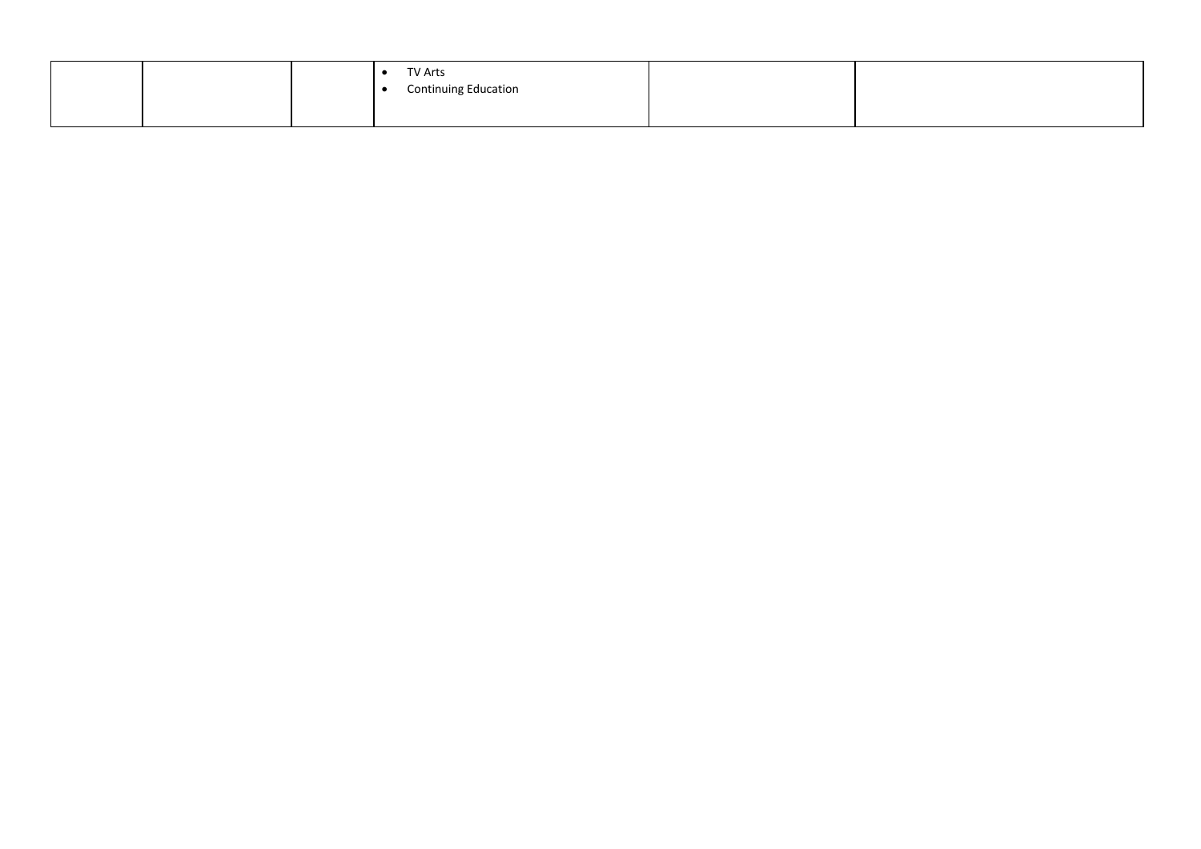| | | | | | |
|---|---|---|---|---|---|
| | | | • TV Arts<br>• Continuing Education | | |